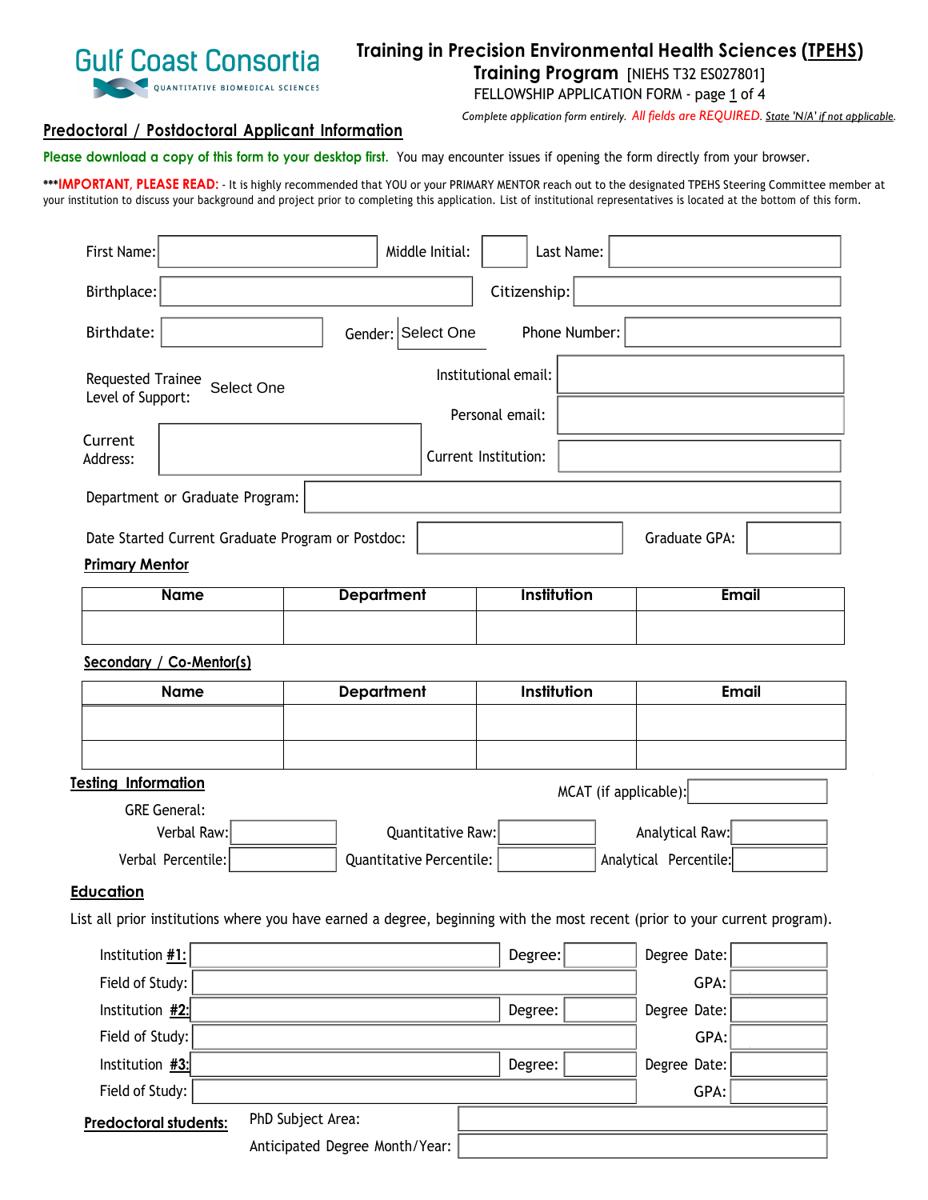Gulf Coast Consortia
QUANTITATIVE BIOMEDICAL SCIENCES

# Training in Precision Environmental Health Sciences (TPEHS) Training Program [NIEHS T32 ES027801]

FELLOWSHIP APPLICATION FORM - page 1 of 4

*Complete application form entirely. All fields are REQUIRED. State 'N/A' if not applicable.*

## Predoctoral / Postdoctoral Applicant Information

**Please download a copy of this form to your desktop first.** You may encounter issues if opening the form directly from your browser.

***IMPORTANT, PLEASE READ: - It is highly recommended that YOU or your PRIMARY MENTOR reach out to the designated TPEHS Steering Committee member at your institution to discuss your background and project prior to completing this application. List of institutional representatives is located at the bottom of this form.

First Name: Middle Initial: Last Name:

Birthplace: Citizenship:

Birthdate: Gender: Select One Phone Number:

Requested Trainee Level of Support: Select One

Institutional email:

Personal email:

Current Address:

Current Institution:

Department or Graduate Program:

Date Started Current Graduate Program or Postdoc: Graduate GPA:

### Primary Mentor

| Name | Department | Institution | Email |
| --- | --- | --- | --- |
| | | | |

### Secondary / Co-Mentor(s)

| Name | Department | Institution | Email |
| --- | --- | --- | --- |
| | | | |
| | | | |

### Testing Information

MCAT (if applicable):

GRE General:

Verbal Raw: Quantitative Raw: Analytical Raw:

Verbal Percentile: Quantitative Percentile: Analytical Percentile:

### Education

List all prior institutions where you have earned a degree, beginning with the most recent (prior to your current program).

Institution #1: Degree: Degree Date:

Field of Study: GPA:

Institution #2: Degree: Degree Date:

Field of Study: GPA:

Institution #3: Degree: Degree Date:

Field of Study: GPA:

**Predoctoral students:** PhD Subject Area:

Anticipated Degree Month/Year: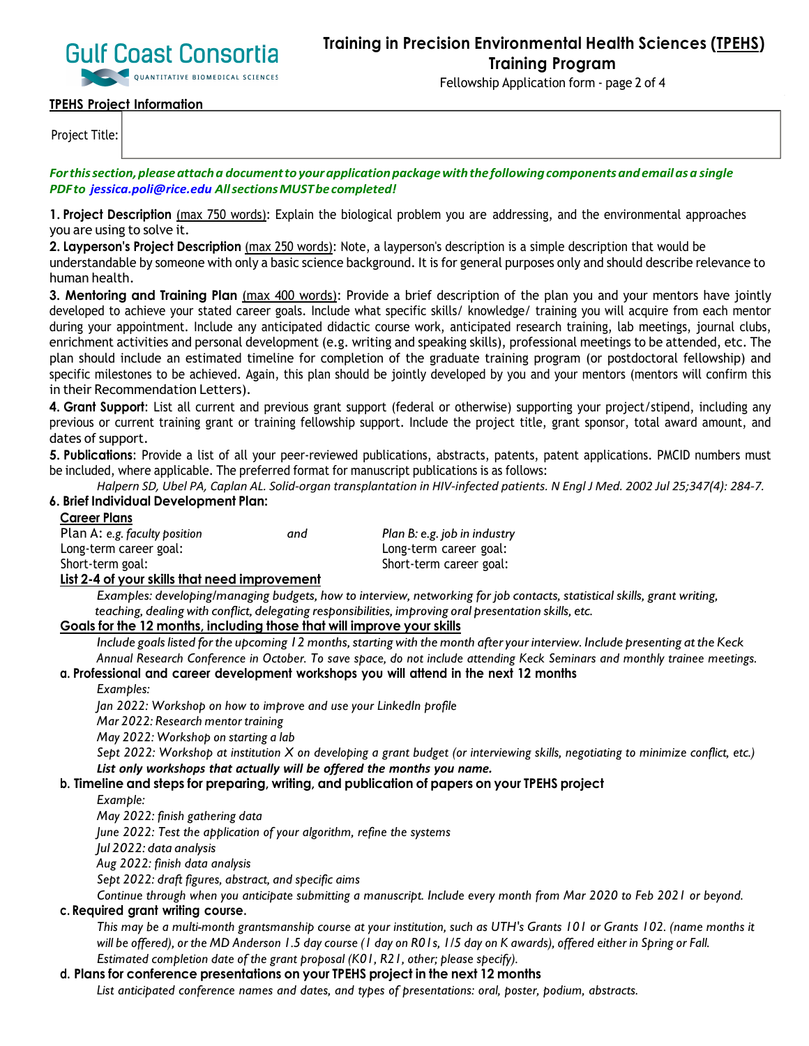**Training in Precision Environmental Health Sciences (TPEHS) Training Program**

Fellowship Application form - page 2 of 4

**TPEHS Project Information**

| Project Title: | |
| --- | --- |

***For this section, please attach a document to your application package with the following components and email as a single PDF to jessica.poli@rice.edu All sections MUST be completed!***

**1. Project Description** (max 750 words): Explain the biological problem you are addressing, and the environmental approaches you are using to solve it.

**2. Layperson's Project Description** (max 250 words): Note, a layperson's description is a simple description that would be understandable by someone with only a basic science background. It is for general purposes only and should describe relevance to human health.

**3. Mentoring and Training Plan** (max 400 words): Provide a brief description of the plan you and your mentors have jointly developed to achieve your stated career goals. Include what specific skills/ knowledge/ training you will acquire from each mentor during your appointment. Include any anticipated didactic course work, anticipated research training, lab meetings, journal clubs, enrichment activities and personal development (e.g. writing and speaking skills), professional meetings to be attended, etc. The plan should include an estimated timeline for completion of the graduate training program (or postdoctoral fellowship) and specific milestones to be achieved. Again, this plan should be jointly developed by you and your mentors (mentors will confirm this in their Recommendation Letters).

**4. Grant Support**: List all current and previous grant support (federal or otherwise) supporting your project/stipend, including any previous or current training grant or training fellowship support. Include the project title, grant sponsor, total award amount, and dates of support.

**5. Publications**: Provide a list of all your peer-reviewed publications, abstracts, patents, patent applications. PMCID numbers must be included, where applicable. The preferred format for manuscript publications is as follows:

*Halpern SD, Ubel PA, Caplan AL. Solid-organ transplantation in HIV-infected patients. N Engl J Med. 2002 Jul 25;347(4): 284-7.*

**6. Brief Individual Development Plan:**

**Career Plans**

Plan A: *e.g. faculty position* *and* *Plan B: e.g. job in industry*

| Plan A | Plan B |
| --- | --- |
| Long-term career goal: | Long-term career goal: |
| Short-term goal: | Short-term career goal: |

**List 2-4 of your skills that need improvement**

*Examples: developing/managing budgets, how to interview, networking for job contacts, statistical skills, grant writing, teaching, dealing with conflict, delegating responsibilities, improving oral presentation skills, etc.*

**Goals for the 12 months, including those that will improve your skills**

*Include goals listed for the upcoming 12 months, starting with the month after your interview. Include presenting at the Keck Annual Research Conference in October. To save space, do not include attending Keck Seminars and monthly trainee meetings.*

**a. Professional and career development workshops you will attend in the next 12 months**

*Examples:*

*Jan 2022: Workshop on how to improve and use your LinkedIn profile*

*Mar 2022: Research mentor training*

*May 2022: Workshop on starting a lab*

*Sept 2022: Workshop at institution X on developing a grant budget (or interviewing skills, negotiating to minimize conflict, etc.)*

***List only workshops that actually will be offered the months you name.***

**b. Timeline and steps for preparing, writing, and publication of papers on your TPEHS project**

*Example:*

*May 2022: finish gathering data*

*June 2022: Test the application of your algorithm, refine the systems*

*Jul 2022: data analysis*

*Aug 2022: finish data analysis*

*Sept 2022: draft figures, abstract, and specific aims*

*Continue through when you anticipate submitting a manuscript. Include every month from Mar 2020 to Feb 2021 or beyond.*

**c. Required grant writing course.**

*This may be a multi-month grantsmanship course at your institution, such as UTH's Grants 101 or Grants 102. (name months it will be offered), or the MD Anderson 1.5 day course (1 day on R01s, 1/5 day on K awards), offered either in Spring or Fall. Estimated completion date of the grant proposal (K01, R21, other; please specify).*

**d. Plans for conference presentations on your TPEHS project in the next 12 months**

*List anticipated conference names and dates, and types of presentations: oral, poster, podium, abstracts.*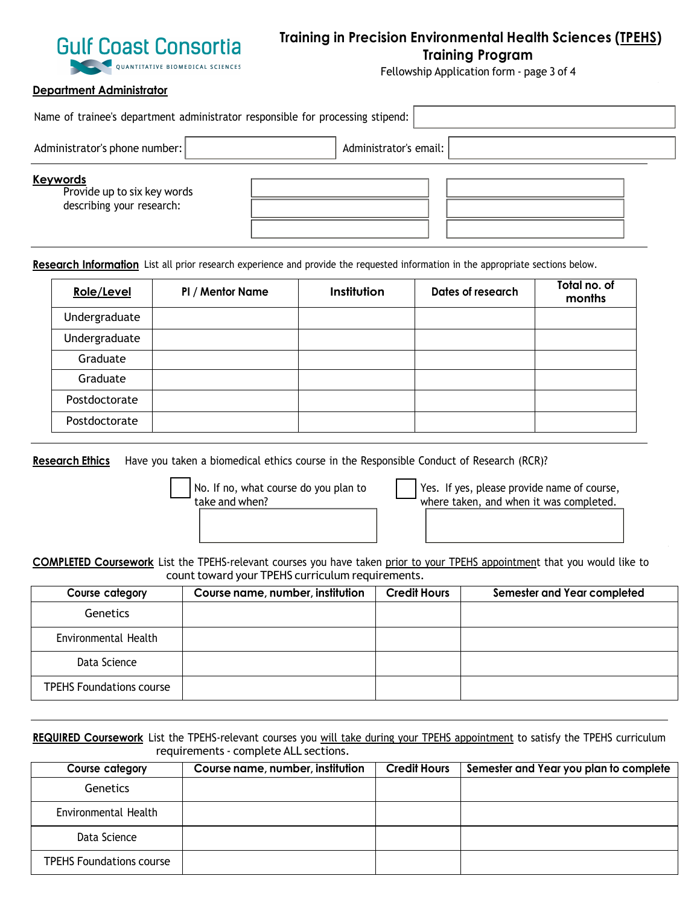**Gulf Coast Consortia**
QUANTITATIVE BIOMEDICAL SCIENCES

# Training in Precision Environmental Health Sciences (TPEHS) Training Program

Fellowship Application form - page 3 of 4

## Department Administrator

Name of trainee's department administrator responsible for processing stipend:

Administrator's phone number: &nbsp;&nbsp;&nbsp;&nbsp; Administrator's email:

## Keywords

Provide up to six key words describing your research:

## Research Information

List all prior research experience and provide the requested information in the appropriate sections below.

| Role/Level | PI / Mentor Name | Institution | Dates of research | Total no. of months |
|---|---|---|---|---|
| Undergraduate | | | | |
| Undergraduate | | | | |
| Graduate | | | | |
| Graduate | | | | |
| Postdoctorate | | | | |
| Postdoctorate | | | | |

## Research Ethics

Have you taken a biomedical ethics course in the Responsible Conduct of Research (RCR)?

- [ ] No. If no, what course do you plan to take and when?
- [ ] Yes. If yes, please provide name of course, where taken, and when it was completed.

## COMPLETED Coursework

List the TPEHS-relevant courses you have taken prior to your TPEHS appointment that you would like to count toward your TPEHS curriculum requirements.

| Course category | Course name, number, institution | Credit Hours | Semester and Year completed |
|---|---|---|---|
| Genetics | | | |
| Environmental Health | | | |
| Data Science | | | |
| TPEHS Foundations course | | | |

## REQUIRED Coursework

List the TPEHS-relevant courses you will take during your TPEHS appointment to satisfy the TPEHS curriculum requirements - complete ALL sections.

| Course category | Course name, number, institution | Credit Hours | Semester and Year you plan to complete |
|---|---|---|---|
| Genetics | | | |
| Environmental Health | | | |
| Data Science | | | |
| TPEHS Foundations course | | | |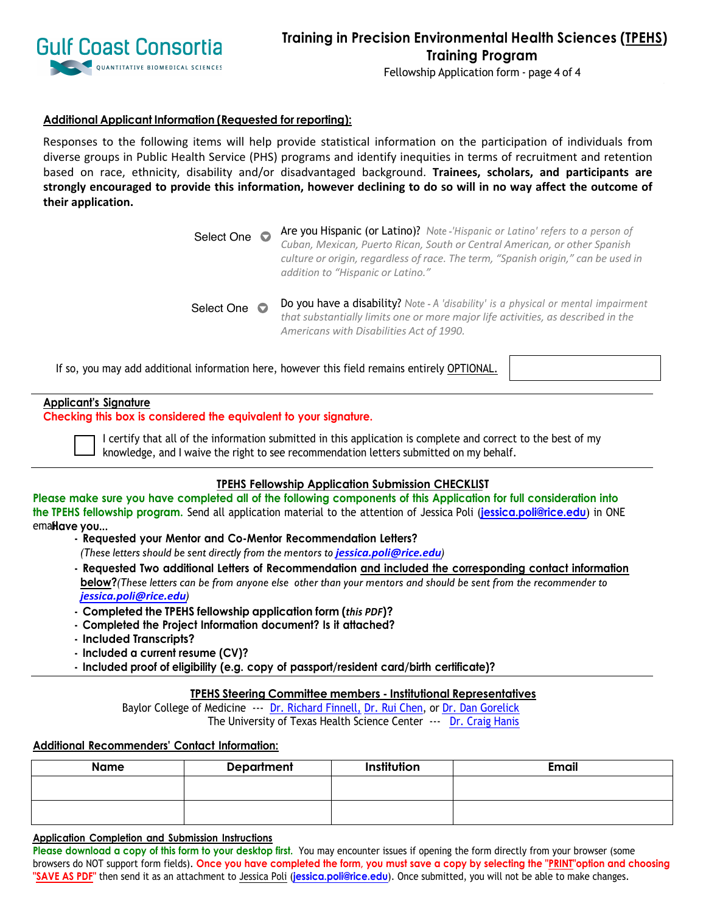Gulf Coast Consortia
QUANTITATIVE BIOMEDICAL SCIENCES

# Training in Precision Environmental Health Sciences (TPEHS) Training Program

Fellowship Application form - page 4 of 4

## Additional Applicant Information (Requested for reporting):

Responses to the following items will help provide statistical information on the participation of individuals from diverse groups in Public Health Service (PHS) programs and identify inequities in terms of recruitment and retention based on race, ethnicity, disability and/or disadvantaged background. **Trainees, scholars, and participants are strongly encouraged to provide this information, however declining to do so will in no way affect the outcome of their application.**

Select One — Are you Hispanic (or Latino)? *Note -'Hispanic or Latino' refers to a person of Cuban, Mexican, Puerto Rican, South or Central American, or other Spanish culture or origin, regardless of race. The term, "Spanish origin," can be used in addition to "Hispanic or Latino."*

Select One — Do you have a disability? *Note - A 'disability' is a physical or mental impairment that substantially limits one or more major life activities, as described in the Americans with Disabilities Act of 1990.*

If so, you may add additional information here, however this field remains entirely OPTIONAL.

## Applicant's Signature

**Checking this box is considered the equivalent to your signature.**

☐ I certify that all of the information submitted in this application is complete and correct to the best of my knowledge, and I waive the right to see recommendation letters submitted on my behalf.

## TPEHS Fellowship Application Submission CHECKLIST

**Please make sure you have completed all of the following components of this Application for full consideration into the TPEHS fellowship program.** Send all application material to the attention of Jessica Poli (**jessica.poli@rice.edu**) in ONE email.

**Have you...**

- **Requested your Mentor and Co-Mentor Recommendation Letters?** *(These letters should be sent directly from the mentors to **jessica.poli@rice.edu**)*
- **Requested Two additional Letters of Recommendation and included the corresponding contact information below?** *(These letters can be from anyone else other than your mentors and should be sent from the recommender to **jessica.poli@rice.edu**)*
- **Completed the TPEHS fellowship application form (*this PDF*)?**
- **Completed the Project Information document? Is it attached?**
- **Included Transcripts?**
- **Included a current resume (CV)?**
- **Included proof of eligibility (e.g. copy of passport/resident card/birth certificate)?**

## TPEHS Steering Committee members - Institutional Representatives

Baylor College of Medicine --- Dr. Richard Finnell, Dr. Rui Chen, or Dr. Dan Gorelick
The University of Texas Health Science Center --- Dr. Craig Hanis

## Additional Recommenders' Contact Information:

| Name | Department | Institution | Email |
|---|---|---|---|
| | | | |
| | | | |

## Application Completion and Submission Instructions

**Please download a copy of this form to your desktop first.** You may encounter issues if opening the form directly from your browser (some browsers do NOT support form fields). **Once you have completed the form, you must save a copy by selecting the "PRINT" option and choosing "SAVE AS PDF"** then send it as an attachment to Jessica Poli (**jessica.poli@rice.edu**). Once submitted, you will not be able to make changes.